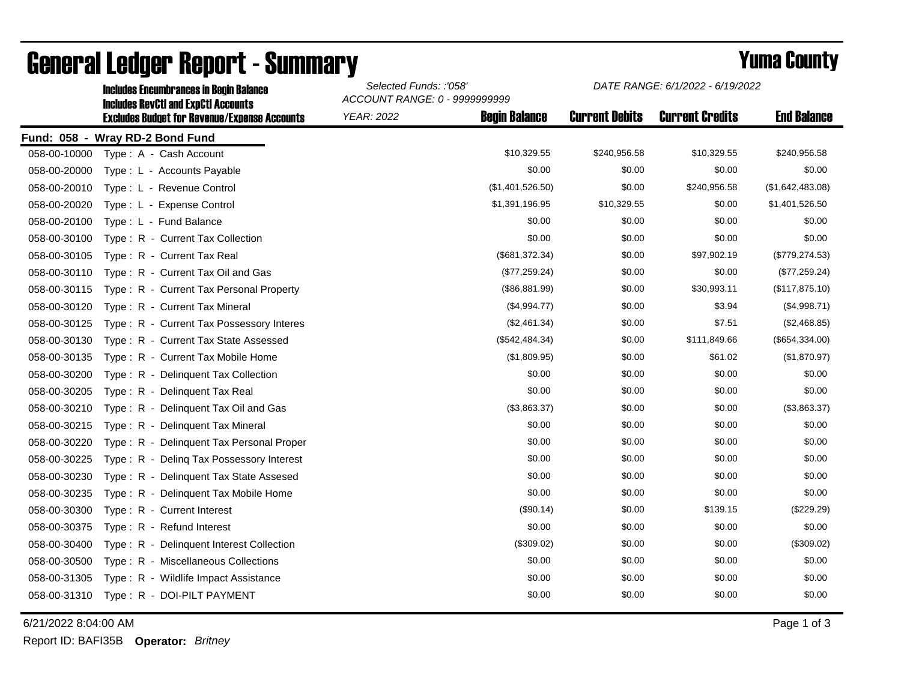# General Ledger Report - Summary

## Yuma County

**Includes Encumbrances in Begin Balance**
**Includes RevCtl and ExpCtl Accounts**
**Excludes Budget for Revenue/Expense Accounts**

*Selected Funds: :'058'*
*ACCOUNT RANGE: 0 - 9999999999*
*YEAR: 2022*

*DATE RANGE: 6/1/2022 - 6/19/2022*

**Fund: 058 - Wray RD-2 Bond Fund**

| Account | Description | Begin Balance | Current Debits | Current Credits | End Balance |
|---|---|---|---|---|---|
| 058-00-10000 | Type : A - Cash Account | $10,329.55 | $240,956.58 | $10,329.55 | $240,956.58 |
| 058-00-20000 | Type : L - Accounts Payable | $0.00 | $0.00 | $0.00 | $0.00 |
| 058-00-20010 | Type : L - Revenue Control | ($1,401,526.50) | $0.00 | $240,956.58 | ($1,642,483.08) |
| 058-00-20020 | Type : L - Expense Control | $1,391,196.95 | $10,329.55 | $0.00 | $1,401,526.50 |
| 058-00-20100 | Type : L - Fund Balance | $0.00 | $0.00 | $0.00 | $0.00 |
| 058-00-30100 | Type : R - Current Tax Collection | $0.00 | $0.00 | $0.00 | $0.00 |
| 058-00-30105 | Type : R - Current Tax Real | ($681,372.34) | $0.00 | $97,902.19 | ($779,274.53) |
| 058-00-30110 | Type : R - Current Tax Oil and Gas | ($77,259.24) | $0.00 | $0.00 | ($77,259.24) |
| 058-00-30115 | Type : R - Current Tax Personal Property | ($86,881.99) | $0.00 | $30,993.11 | ($117,875.10) |
| 058-00-30120 | Type : R - Current Tax Mineral | ($4,994.77) | $0.00 | $3.94 | ($4,998.71) |
| 058-00-30125 | Type : R - Current Tax Possessory Interes | ($2,461.34) | $0.00 | $7.51 | ($2,468.85) |
| 058-00-30130 | Type : R - Current Tax State Assessed | ($542,484.34) | $0.00 | $111,849.66 | ($654,334.00) |
| 058-00-30135 | Type : R - Current Tax Mobile Home | ($1,809.95) | $0.00 | $61.02 | ($1,870.97) |
| 058-00-30200 | Type : R - Delinquent Tax Collection | $0.00 | $0.00 | $0.00 | $0.00 |
| 058-00-30205 | Type : R - Delinquent Tax Real | $0.00 | $0.00 | $0.00 | $0.00 |
| 058-00-30210 | Type : R - Delinquent Tax Oil and Gas | ($3,863.37) | $0.00 | $0.00 | ($3,863.37) |
| 058-00-30215 | Type : R - Delinquent Tax Mineral | $0.00 | $0.00 | $0.00 | $0.00 |
| 058-00-30220 | Type : R - Delinquent Tax Personal Proper | $0.00 | $0.00 | $0.00 | $0.00 |
| 058-00-30225 | Type : R - Delinq Tax Possessory Interest | $0.00 | $0.00 | $0.00 | $0.00 |
| 058-00-30230 | Type : R - Delinquent Tax State Assesed | $0.00 | $0.00 | $0.00 | $0.00 |
| 058-00-30235 | Type : R - Delinquent Tax Mobile Home | $0.00 | $0.00 | $0.00 | $0.00 |
| 058-00-30300 | Type : R - Current Interest | ($90.14) | $0.00 | $139.15 | ($229.29) |
| 058-00-30375 | Type : R - Refund Interest | $0.00 | $0.00 | $0.00 | $0.00 |
| 058-00-30400 | Type : R - Delinquent Interest Collection | ($309.02) | $0.00 | $0.00 | ($309.02) |
| 058-00-30500 | Type : R - Miscellaneous Collections | $0.00 | $0.00 | $0.00 | $0.00 |
| 058-00-31305 | Type : R - Wildlife Impact Assistance | $0.00 | $0.00 | $0.00 | $0.00 |
| 058-00-31310 | Type : R - DOI-PILT PAYMENT | $0.00 | $0.00 | $0.00 | $0.00 |

6/21/2022 8:04:00 AM

Report ID: BAFI35B **Operator:** *Britney*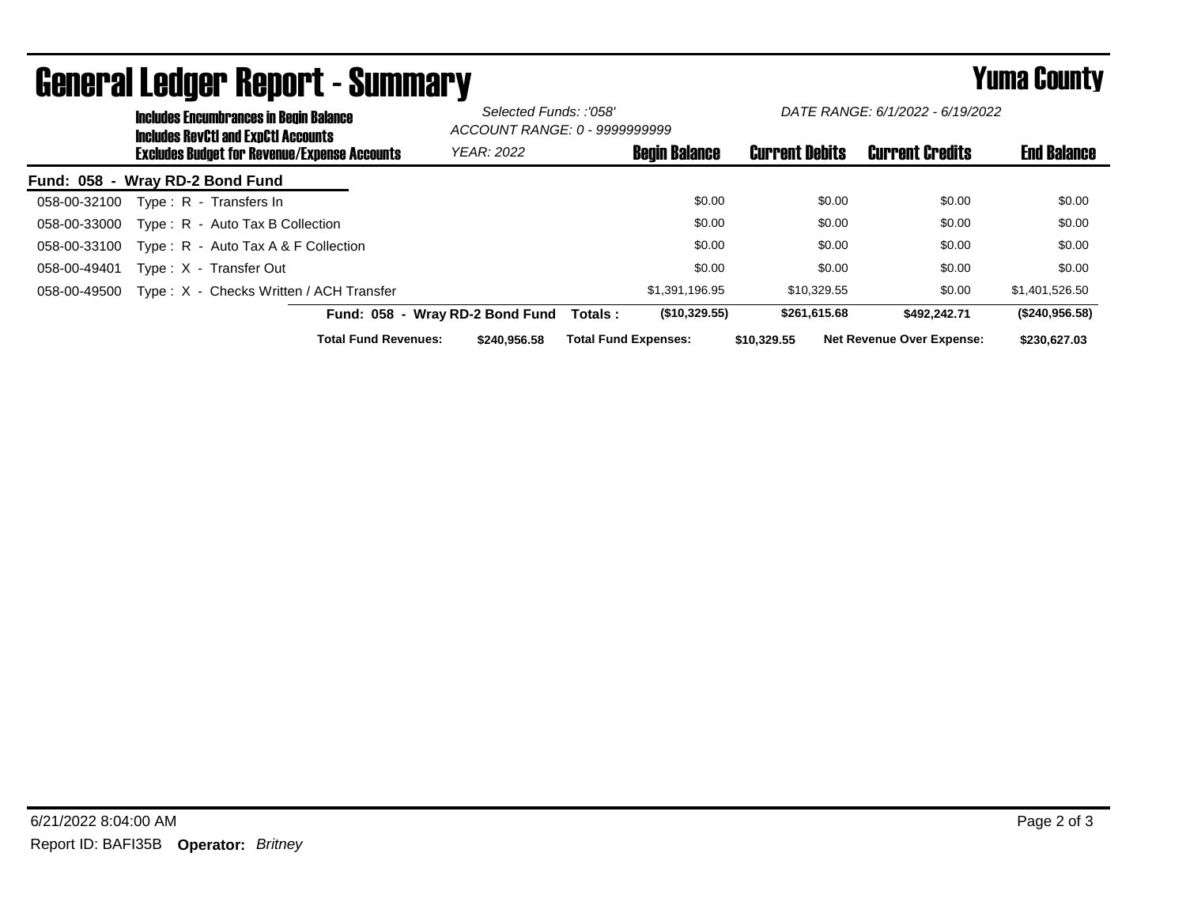# General Ledger Report - Summary

## Yuma County

**Includes Encumbrances in Begin Balance**
**Includes RevCtl and ExpCtl Accounts**
**Excludes Budget for Revenue/Expense Accounts**

*Selected Funds: :'058'*
*ACCOUNT RANGE: 0 - 9999999999*
*YEAR: 2022*

*DATE RANGE: 6/1/2022 - 6/19/2022*

**Fund: 058 - Wray RD-2 Bond Fund**

| Account | Description | Begin Balance | Current Debits | Current Credits | End Balance |
|---|---|---|---|---|---|
| 058-00-32100 | Type : R - Transfers In | $0.00 | $0.00 | $0.00 | $0.00 |
| 058-00-33000 | Type : R - Auto Tax B Collection | $0.00 | $0.00 | $0.00 | $0.00 |
| 058-00-33100 | Type : R - Auto Tax A & F Collection | $0.00 | $0.00 | $0.00 | $0.00 |
| 058-00-49401 | Type : X - Transfer Out | $0.00 | $0.00 | $0.00 | $0.00 |
| 058-00-49500 | Type : X - Checks Written / ACH Transfer | $1,391,196.95 | $10,329.55 | $0.00 | $1,401,526.50 |
| | **Fund: 058 - Wray RD-2 Bond Fund Totals :** | **($10,329.55)** | **$261,615.68** | **$492,242.71** | **($240,956.58)** |

**Total Fund Revenues:** $240,956.58 **Total Fund Expenses:** $10,329.55 **Net Revenue Over Expense:** $230,627.03

6/21/2022 8:04:00 AM

Report ID: BAFI35B **Operator:** *Britney*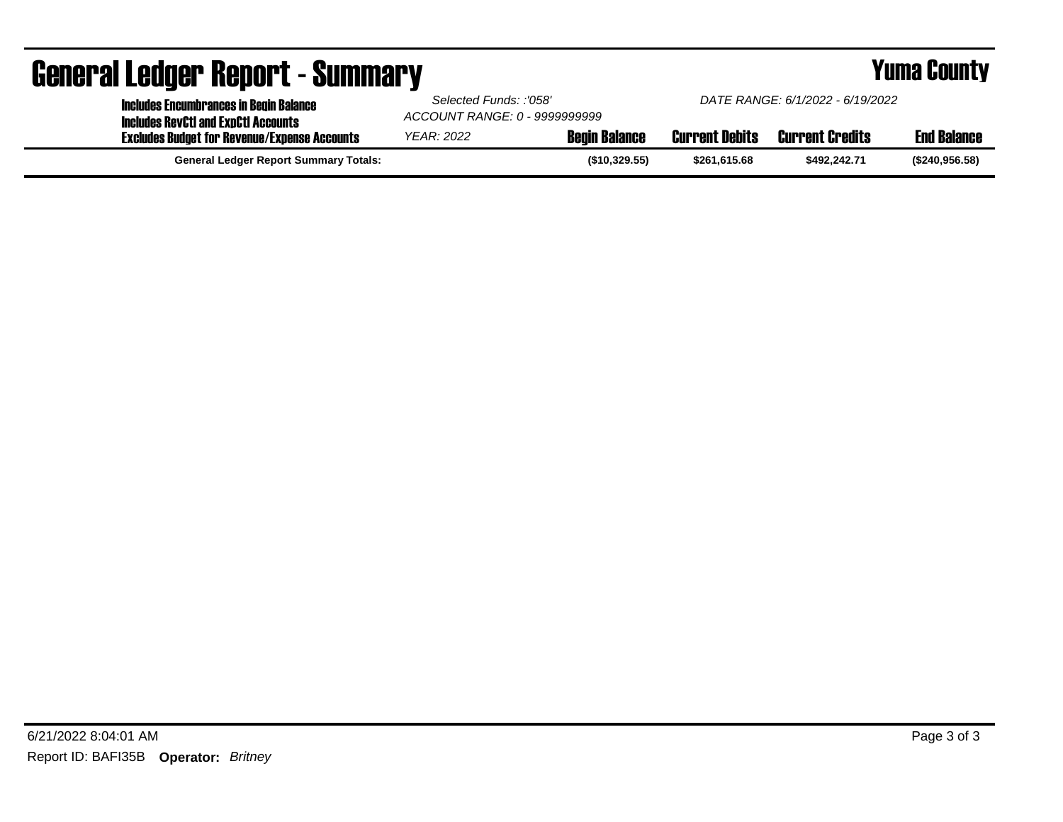# General Ledger Report - Summary

## Yuma County

**Includes Encumbrances in Begin Balance**
**Includes RevCtl and ExpCtl Accounts**
**Excludes Budget for Revenue/Expense Accounts**

*Selected Funds: :'058'*
*ACCOUNT RANGE: 0 - 9999999999*
*YEAR: 2022*

*DATE RANGE: 6/1/2022 - 6/19/2022*

| | Begin Balance | Current Debits | Current Credits | End Balance |
|---|---|---|---|---|
| **General Ledger Report Summary Totals:** | **($10,329.55)** | **$261,615.68** | **$492,242.71** | **($240,956.58)** |

6/21/2022 8:04:01 AM

Report ID: BAFI35B **Operator:** *Britney*